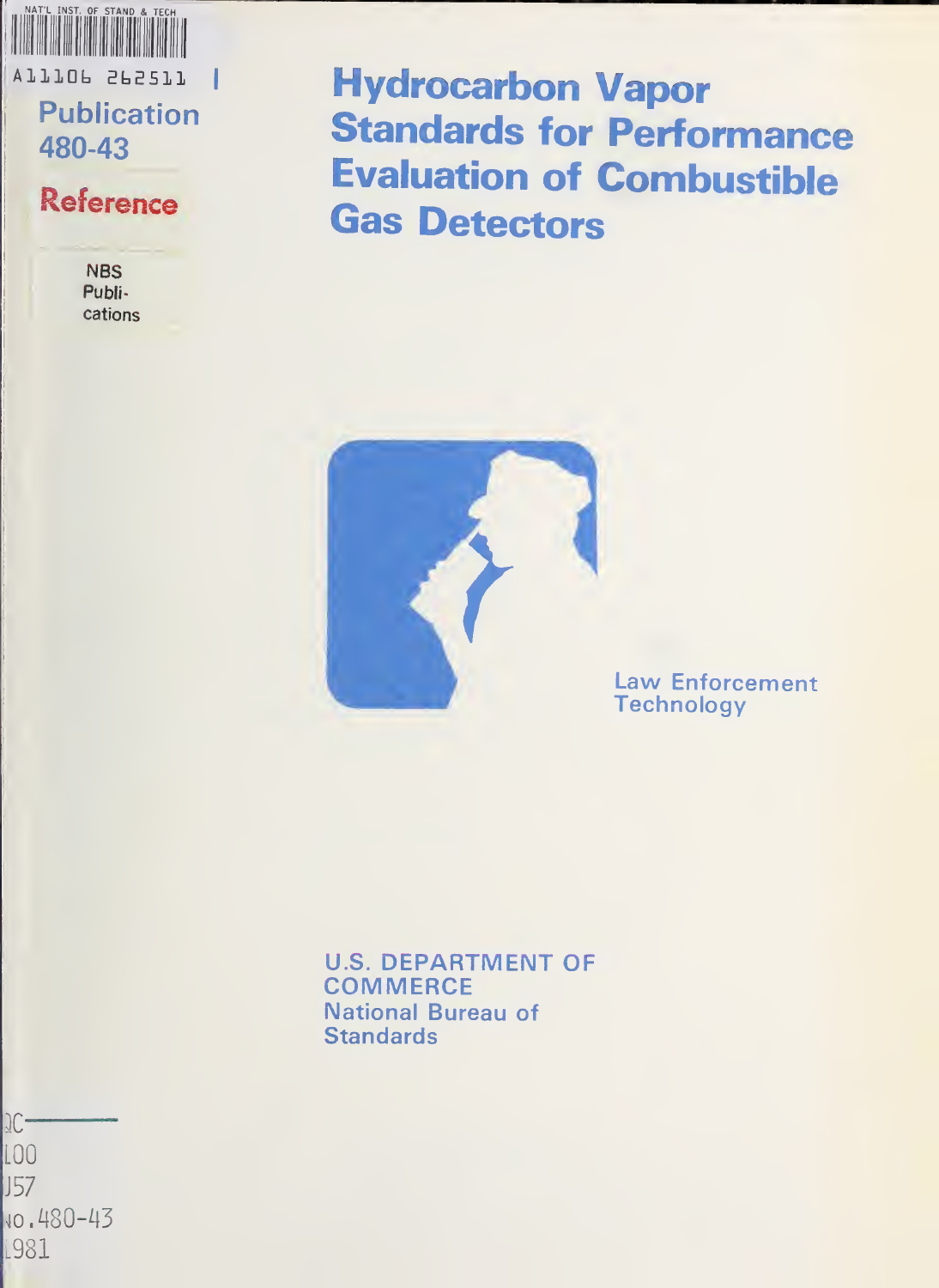NAT'L INST. OF STAND & TECH

A11106 262511

Publication 480-43

**Reference**

NBS Publications

# Hydrocarbon Vapor Standards for Performance Evaluation of Combustible Gas Detectors

Law Enforcement Technology

U.S. DEPARTMENT OF COMMERCE
National Bureau of Standards

QC
100
U57
no.480-43
1981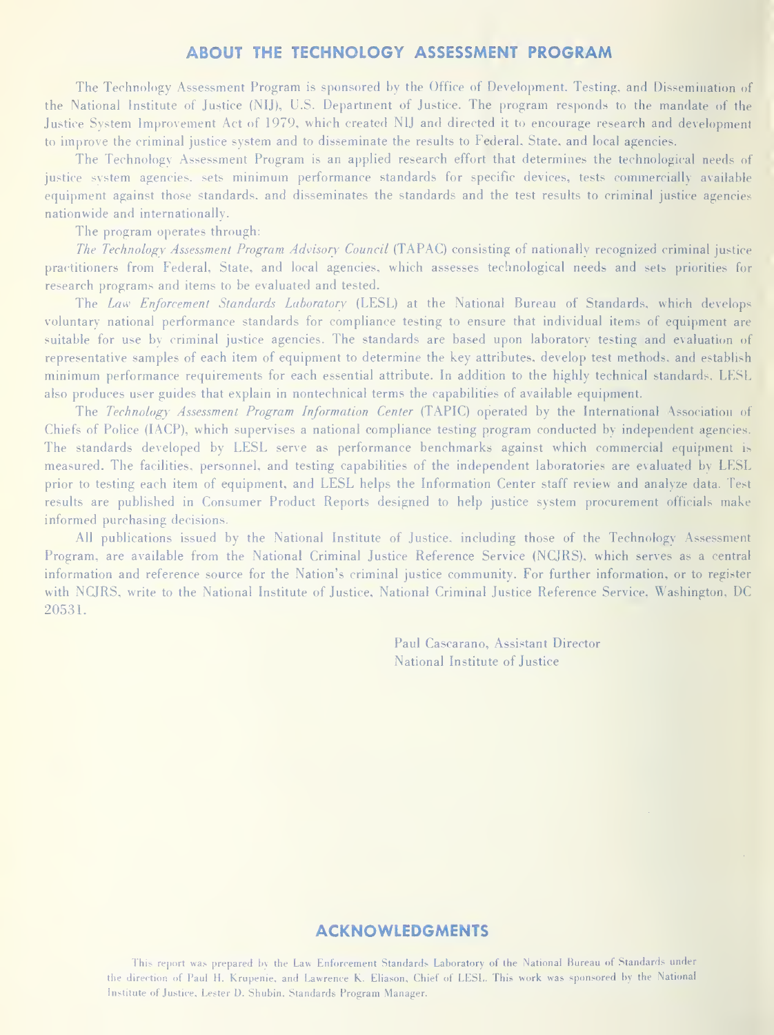## ABOUT THE TECHNOLOGY ASSESSMENT PROGRAM

The Technology Assessment Program is sponsored by the Office of Development, Testing, and Dissemination of the National Institute of Justice (NIJ), U.S. Department of Justice. The program responds to the mandate of the Justice System Improvement Act of 1979, which created NIJ and directed it to encourage research and development to improve the criminal justice system and to disseminate the results to Federal, State, and local agencies.

The Technology Assessment Program is an applied research effort that determines the technological needs of justice system agencies, sets minimum performance standards for specific devices, tests commercially available equipment against those standards, and disseminates the standards and the test results to criminal justice agencies nationwide and internationally.

The program operates through:

*The Technology Assessment Program Advisory Council* (TAPAC) consisting of nationally recognized criminal justice practitioners from Federal, State, and local agencies, which assesses technological needs and sets priorities for research programs and items to be evaluated and tested.

The *Law Enforcement Standards Laboratory* (LESL) at the National Bureau of Standards, which develops voluntary national performance standards for compliance testing to ensure that individual items of equipment are suitable for use by criminal justice agencies. The standards are based upon laboratory testing and evaluation of representative samples of each item of equipment to determine the key attributes, develop test methods, and establish minimum performance requirements for each essential attribute. In addition to the highly technical standards, LESL also produces user guides that explain in nontechnical terms the capabilities of available equipment.

The *Technology Assessment Program Information Center* (TAPIC) operated by the International Association of Chiefs of Police (IACP), which supervises a national compliance testing program conducted by independent agencies. The standards developed by LESL serve as performance benchmarks against which commercial equipment is measured. The facilities, personnel, and testing capabilities of the independent laboratories are evaluated by LESL prior to testing each item of equipment, and LESL helps the Information Center staff review and analyze data. Test results are published in Consumer Product Reports designed to help justice system procurement officials make informed purchasing decisions.

All publications issued by the National Institute of Justice, including those of the Technology Assessment Program, are available from the National Criminal Justice Reference Service (NCJRS), which serves as a central information and reference source for the Nation's criminal justice community. For further information, or to register with NCJRS, write to the National Institute of Justice, National Criminal Justice Reference Service, Washington, DC 20531.

Paul Cascarano, Assistant Director
National Institute of Justice

## ACKNOWLEDGMENTS

This report was prepared by the Law Enforcement Standards Laboratory of the National Bureau of Standards under the direction of Paul H. Krupenie, and Lawrence K. Eliason, Chief of LESL. This work was sponsored by the National Institute of Justice, Lester D. Shubin, Standards Program Manager.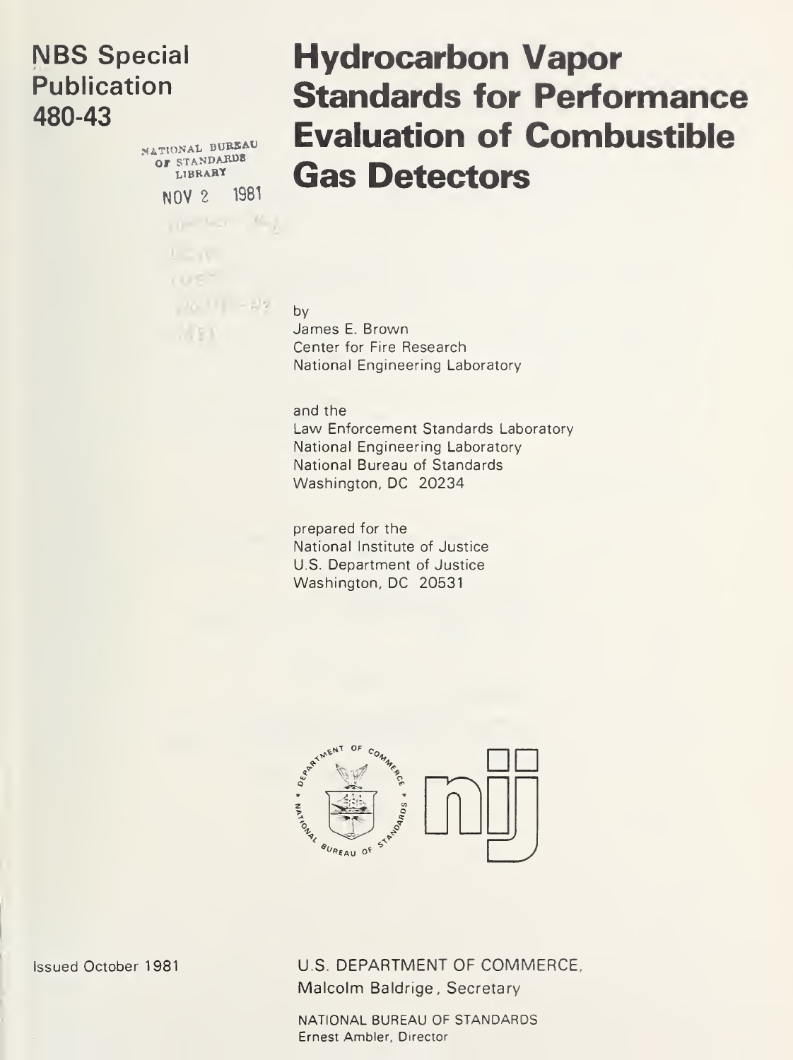# NBS Special Publication 480-43

NATIONAL BUREAU OF STANDARDS LIBRARY

NOV 2 1981

# Hydrocarbon Vapor Standards for Performance Evaluation of Combustible Gas Detectors

by
James E. Brown
Center for Fire Research
National Engineering Laboratory

and the
Law Enforcement Standards Laboratory
National Engineering Laboratory
National Bureau of Standards
Washington, DC 20234

prepared for the
National Institute of Justice
U.S. Department of Justice
Washington, DC 20531

Issued October 1981

U.S. DEPARTMENT OF COMMERCE,
Malcolm Baldrige, Secretary

NATIONAL BUREAU OF STANDARDS
Ernest Ambler, Director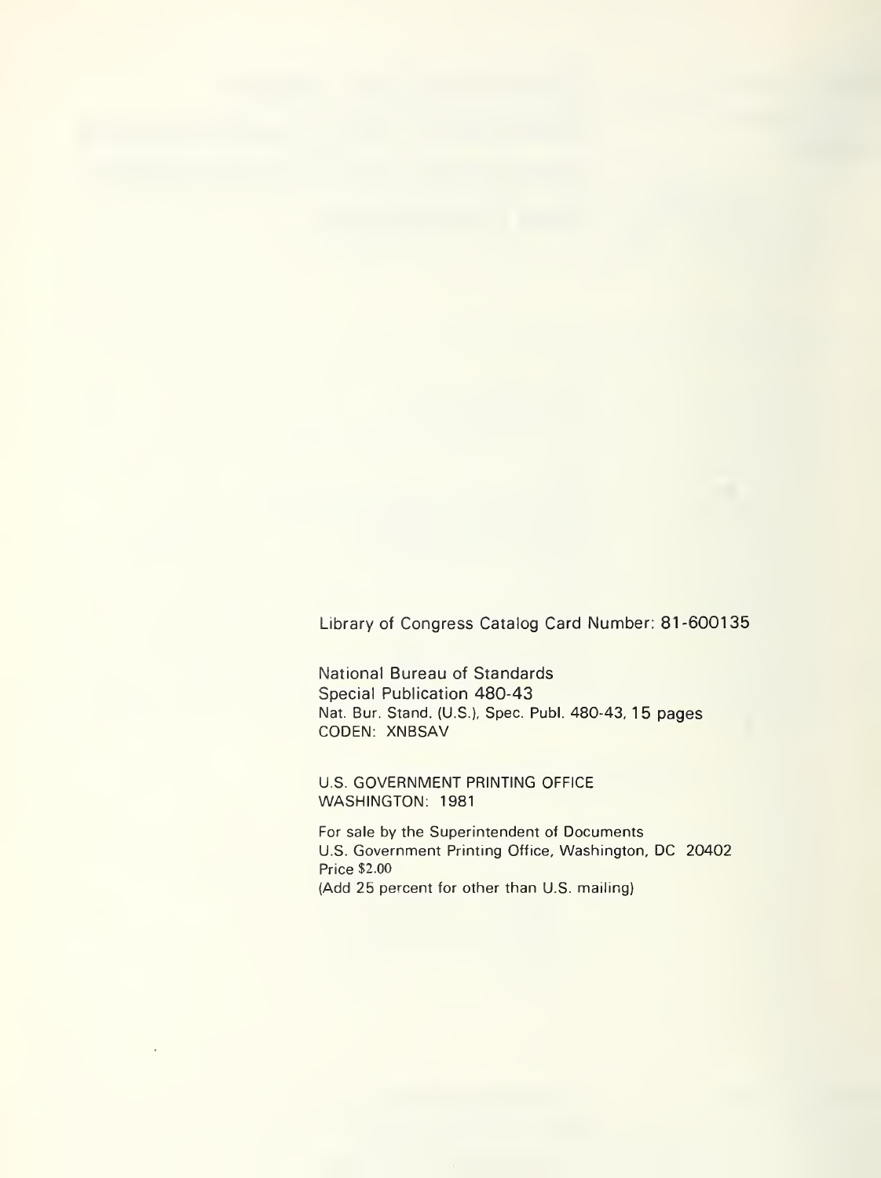Library of Congress Catalog Card Number: 81-600135

National Bureau of Standards
Special Publication 480-43
Nat. Bur. Stand. (U.S.), Spec. Publ. 480-43, 15 pages
CODEN: XNBSAV

U.S. GOVERNMENT PRINTING OFFICE
WASHINGTON: 1981

For sale by the Superintendent of Documents
U.S. Government Printing Office, Washington, DC 20402
Price $2.00
(Add 25 percent for other than U.S. mailing)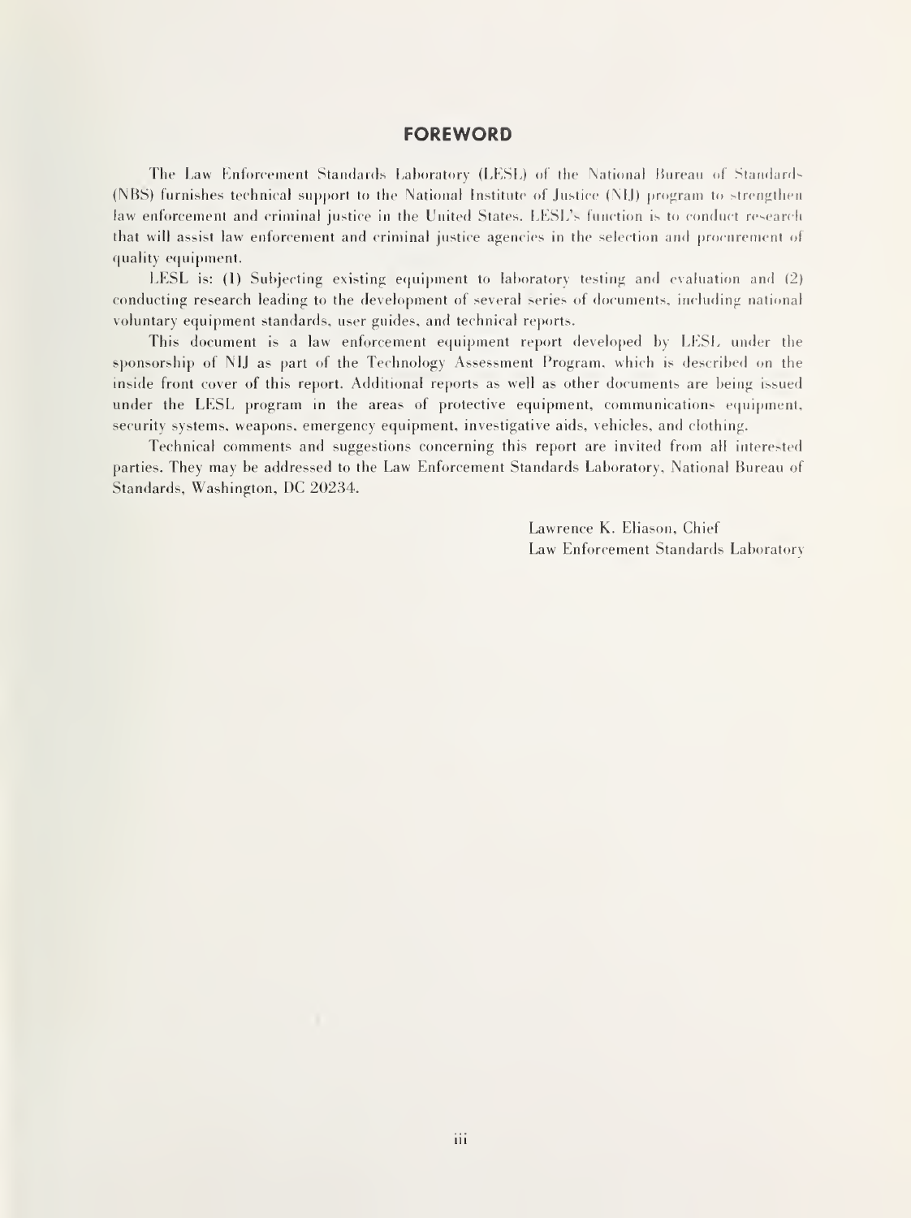# FOREWORD

The Law Enforcement Standards Laboratory (LESL) of the National Bureau of Standards (NBS) furnishes technical support to the National Institute of Justice (NIJ) program to strengthen law enforcement and criminal justice in the United States. LESL's function is to conduct research that will assist law enforcement and criminal justice agencies in the selection and procurement of quality equipment.

LESL is: (1) Subjecting existing equipment to laboratory testing and evaluation and (2) conducting research leading to the development of several series of documents, including national voluntary equipment standards, user guides, and technical reports.

This document is a law enforcement equipment report developed by LESL under the sponsorship of NIJ as part of the Technology Assessment Program, which is described on the inside front cover of this report. Additional reports as well as other documents are being issued under the LESL program in the areas of protective equipment, communications equipment, security systems, weapons, emergency equipment, investigative aids, vehicles, and clothing.

Technical comments and suggestions concerning this report are invited from all interested parties. They may be addressed to the Law Enforcement Standards Laboratory, National Bureau of Standards, Washington, DC 20234.

Lawrence K. Eliason, Chief
Law Enforcement Standards Laboratory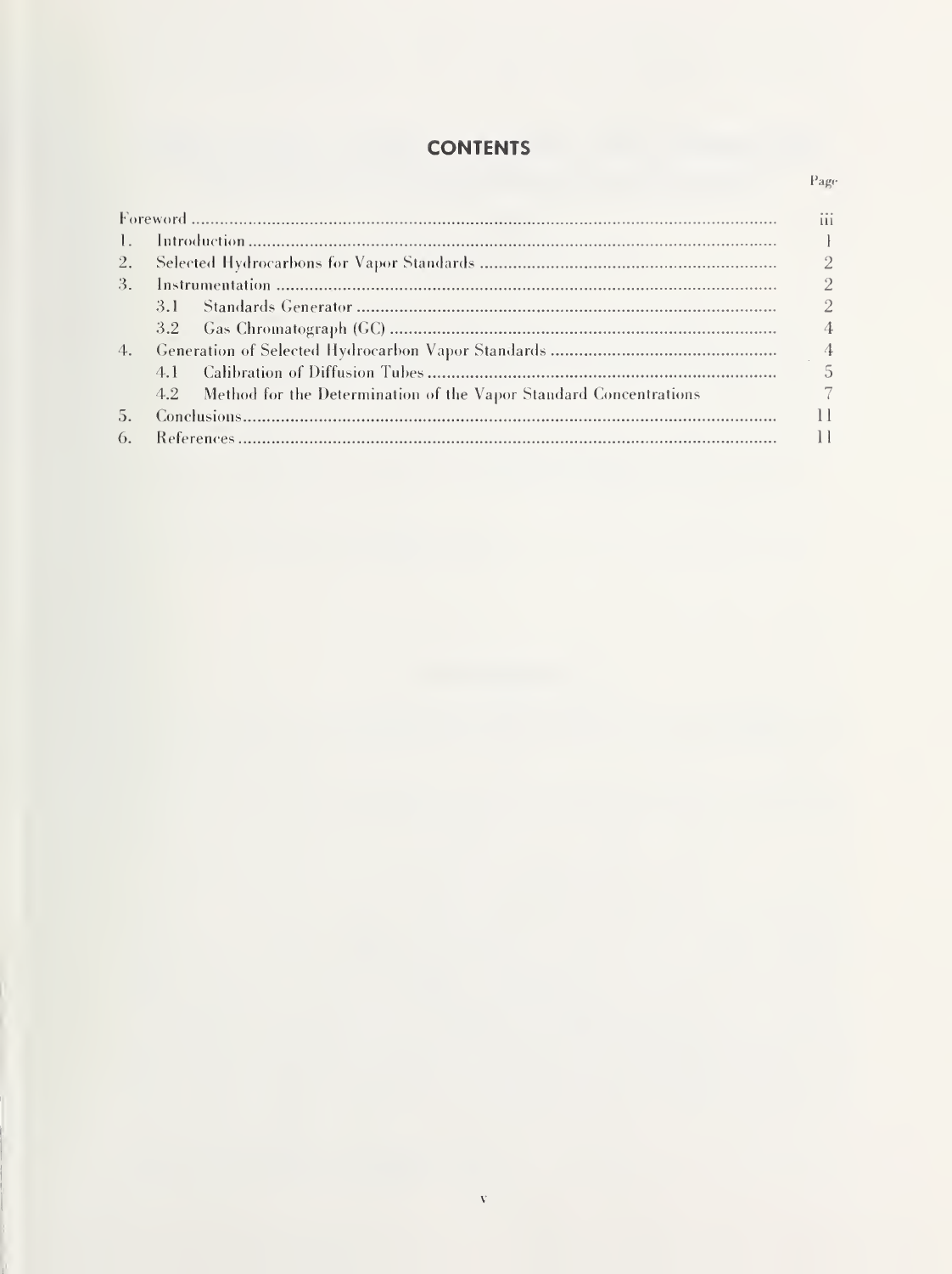# CONTENTS

| | Page |
|---|---|
| Foreword | iii |
| 1. Introduction | 1 |
| 2. Selected Hydrocarbons for Vapor Standards | 2 |
| 3. Instrumentation | 2 |
| 3.1 Standards Generator | 2 |
| 3.2 Gas Chromatograph (GC) | 4 |
| 4. Generation of Selected Hydrocarbon Vapor Standards | 4 |
| 4.1 Calibration of Diffusion Tubes | 5 |
| 4.2 Method for the Determination of the Vapor Standard Concentrations | 7 |
| 5. Conclusions | 11 |
| 6. References | 11 |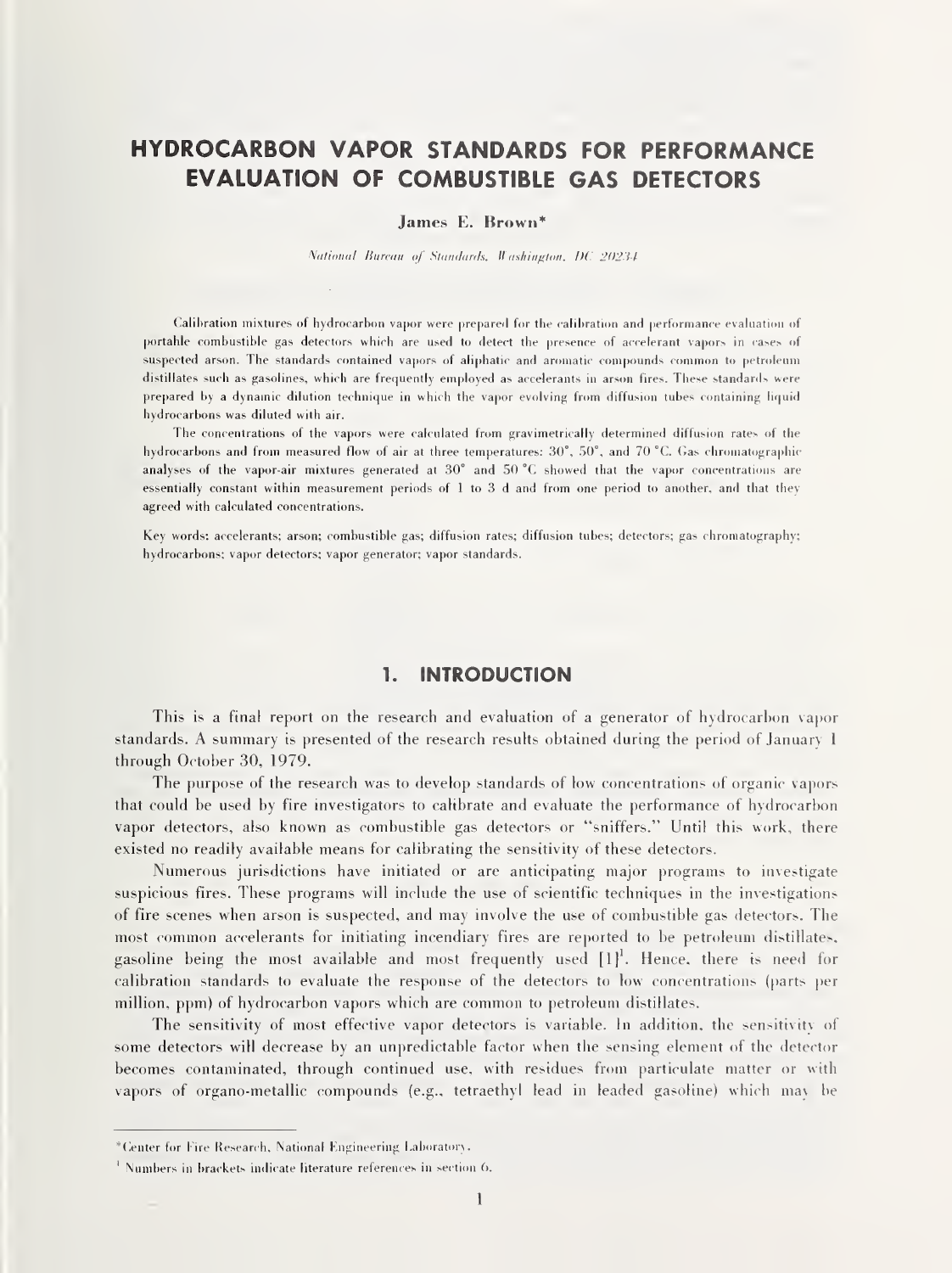# HYDROCARBON VAPOR STANDARDS FOR PERFORMANCE EVALUATION OF COMBUSTIBLE GAS DETECTORS

**James E. Brown***

*National Bureau of Standards, Washington, DC 20234*

Calibration mixtures of hydrocarbon vapor were prepared for the calibration and performance evaluation of portable combustible gas detectors which are used to detect the presence of accelerant vapors in cases of suspected arson. The standards contained vapors of aliphatic and aromatic compounds common to petroleum distillates such as gasolines, which are frequently employed as accelerants in arson fires. These standards were prepared by a dynamic dilution technique in which the vapor evolving from diffusion tubes containing liquid hydrocarbons was diluted with air.

The concentrations of the vapors were calculated from gravimetrically determined diffusion rates of the hydrocarbons and from measured flow of air at three temperatures: 30°, 50°, and 70 °C. Gas chromatographic analyses of the vapor-air mixtures generated at 30° and 50 °C showed that the vapor concentrations are essentially constant within measurement periods of 1 to 3 d and from one period to another, and that they agreed with calculated concentrations.

Key words: accelerants; arson; combustible gas; diffusion rates; diffusion tubes; detectors; gas chromatography; hydrocarbons; vapor detectors; vapor generator; vapor standards.

## 1. INTRODUCTION

This is a final report on the research and evaluation of a generator of hydrocarbon vapor standards. A summary is presented of the research results obtained during the period of January 1 through October 30, 1979.

The purpose of the research was to develop standards of low concentrations of organic vapors that could be used by fire investigators to calibrate and evaluate the performance of hydrocarbon vapor detectors, also known as combustible gas detectors or "sniffers." Until this work, there existed no readily available means for calibrating the sensitivity of these detectors.

Numerous jurisdictions have initiated or are anticipating major programs to investigate suspicious fires. These programs will include the use of scientific techniques in the investigations of fire scenes when arson is suspected, and may involve the use of combustible gas detectors. The most common accelerants for initiating incendiary fires are reported to be petroleum distillates, gasoline being the most available and most frequently used [1][1]. Hence, there is need for calibration standards to evaluate the response of the detectors to low concentrations (parts per million, ppm) of hydrocarbon vapors which are common to petroleum distillates.

The sensitivity of most effective vapor detectors is variable. In addition, the sensitivity of some detectors will decrease by an unpredictable factor when the sensing element of the detector becomes contaminated, through continued use, with residues from particulate matter or with vapors of organo-metallic compounds (e.g., tetraethyl lead in leaded gasoline) which may be

---

*Center for Fire Research, National Engineering Laboratory.

[1] Numbers in brackets indicate literature references in section 6.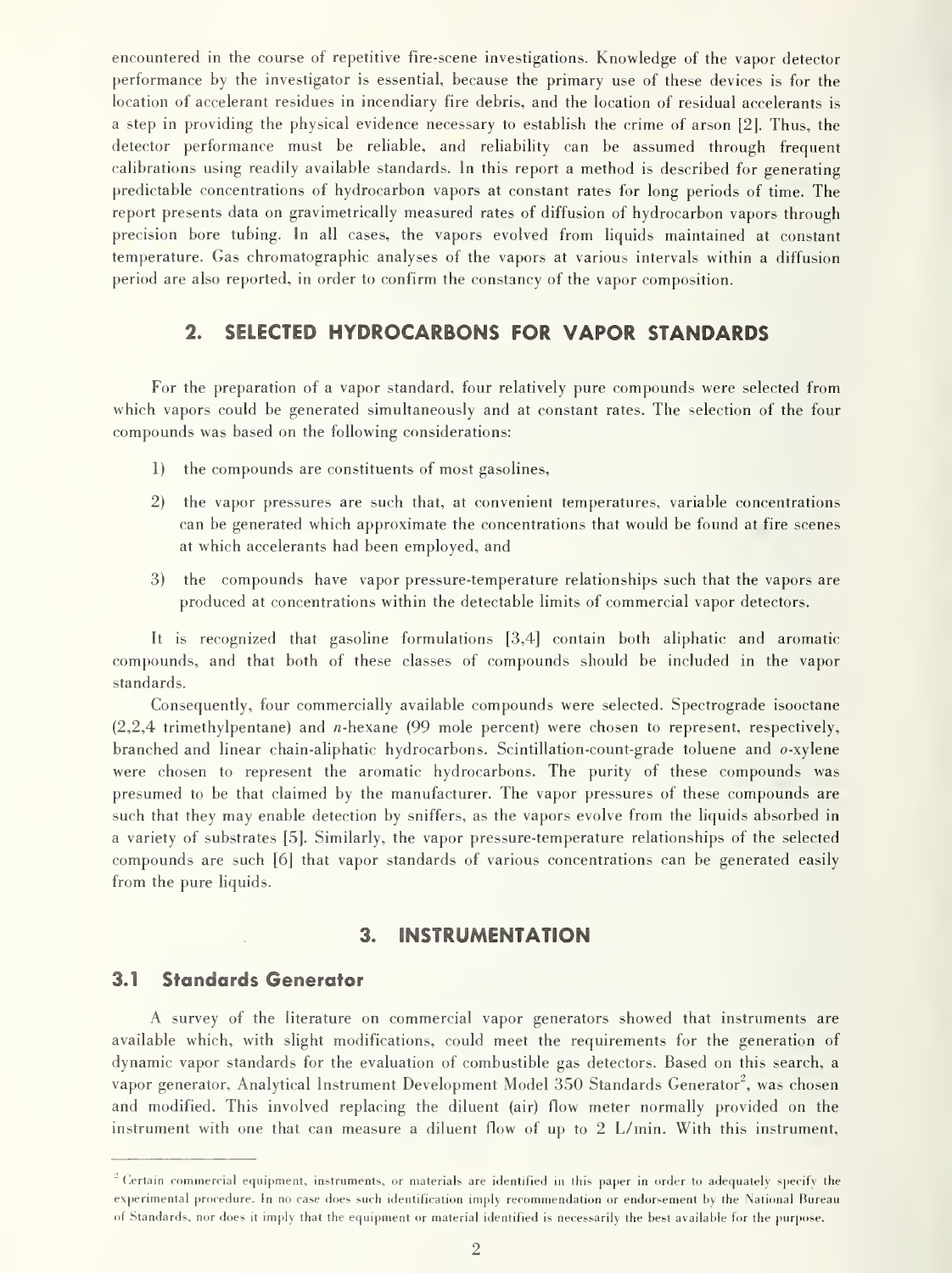encountered in the course of repetitive fire-scene investigations. Knowledge of the vapor detector performance by the investigator is essential, because the primary use of these devices is for the location of accelerant residues in incendiary fire debris, and the location of residual accelerants is a step in providing the physical evidence necessary to establish the crime of arson [2]. Thus, the detector performance must be reliable, and reliability can be assumed through frequent calibrations using readily available standards. In this report a method is described for generating predictable concentrations of hydrocarbon vapors at constant rates for long periods of time. The report presents data on gravimetrically measured rates of diffusion of hydrocarbon vapors through precision bore tubing. In all cases, the vapors evolved from liquids maintained at constant temperature. Gas chromatographic analyses of the vapors at various intervals within a diffusion period are also reported, in order to confirm the constancy of the vapor composition.

## 2. SELECTED HYDROCARBONS FOR VAPOR STANDARDS

For the preparation of a vapor standard, four relatively pure compounds were selected from which vapors could be generated simultaneously and at constant rates. The selection of the four compounds was based on the following considerations:

1) the compounds are constituents of most gasolines,

2) the vapor pressures are such that, at convenient temperatures, variable concentrations can be generated which approximate the concentrations that would be found at fire scenes at which accelerants had been employed, and

3) the compounds have vapor pressure-temperature relationships such that the vapors are produced at concentrations within the detectable limits of commercial vapor detectors.

It is recognized that gasoline formulations [3,4] contain both aliphatic and aromatic compounds, and that both of these classes of compounds should be included in the vapor standards.

Consequently, four commercially available compounds were selected. Spectrograde isooctane (2,2,4 trimethylpentane) and *n*-hexane (99 mole percent) were chosen to represent, respectively, branched and linear chain-aliphatic hydrocarbons. Scintillation-count-grade toluene and *o*-xylene were chosen to represent the aromatic hydrocarbons. The purity of these compounds was presumed to be that claimed by the manufacturer. The vapor pressures of these compounds are such that they may enable detection by sniffers, as the vapors evolve from the liquids absorbed in a variety of substrates [5]. Similarly, the vapor pressure-temperature relationships of the selected compounds are such [6] that vapor standards of various concentrations can be generated easily from the pure liquids.

## 3. INSTRUMENTATION

### 3.1 Standards Generator

A survey of the literature on commercial vapor generators showed that instruments are available which, with slight modifications, could meet the requirements for the generation of dynamic vapor standards for the evaluation of combustible gas detectors. Based on this search, a vapor generator, Analytical Instrument Development Model 350 Standards Generator[2], was chosen and modified. This involved replacing the diluent (air) flow meter normally provided on the instrument with one that can measure a diluent flow of up to 2 L/min. With this instrument,

---

[2] Certain commercial equipment, instruments, or materials are identified in this paper in order to adequately specify the experimental procedure. In no case does such identification imply recommendation or endorsement by the National Bureau of Standards, nor does it imply that the equipment or material identified is necessarily the best available for the purpose.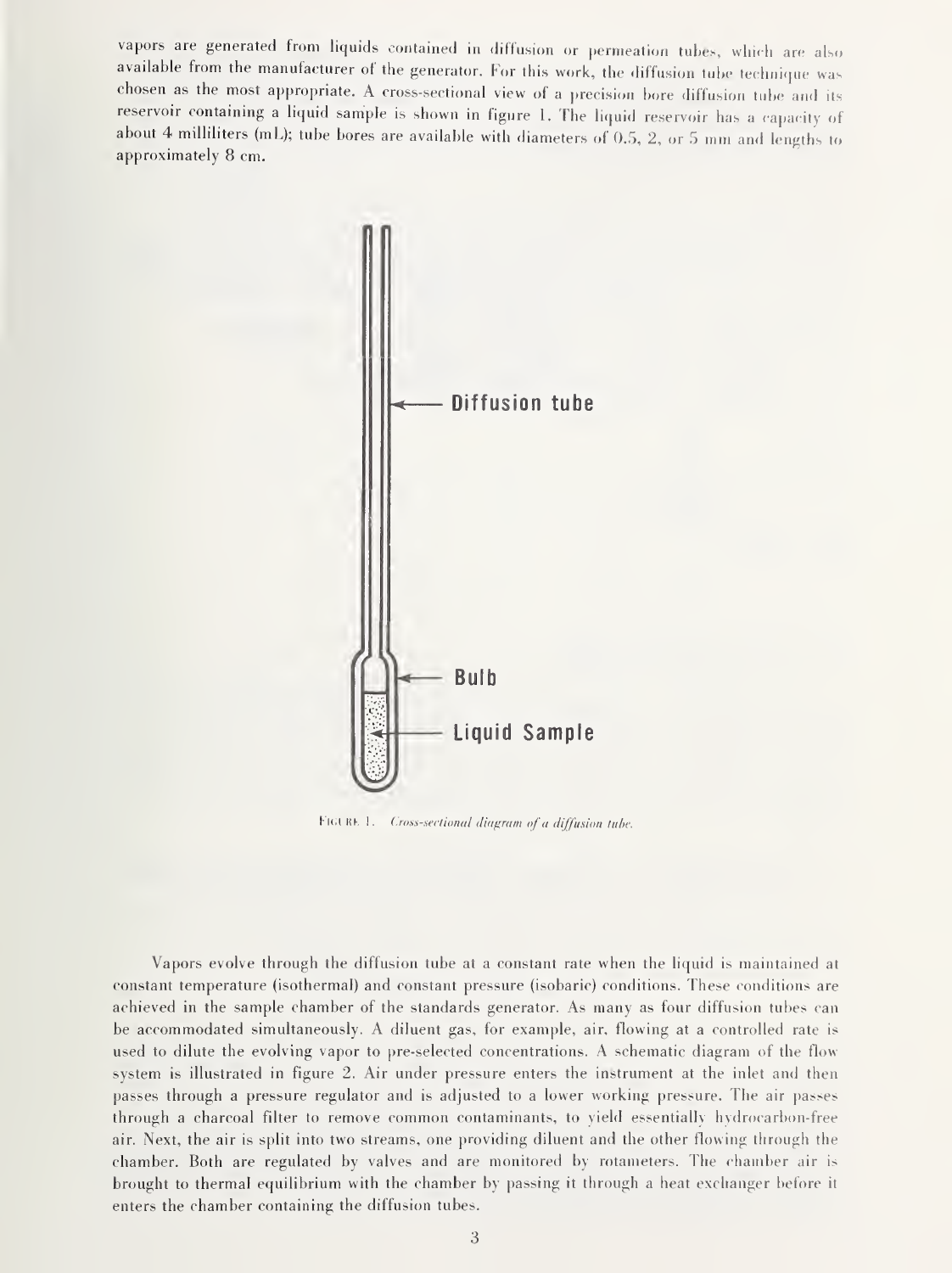vapors are generated from liquids contained in diffusion or permeation tubes, which are also available from the manufacturer of the generator. For this work, the diffusion tube technique was chosen as the most appropriate. A cross-sectional view of a precision bore diffusion tube and its reservoir containing a liquid sample is shown in figure 1. The liquid reservoir has a capacity of about 4 milliliters (mL); tube bores are available with diameters of 0.5, 2, or 5 mm and lengths to approximately 8 cm.

FIGURE 1. *Cross-sectional diagram of a diffusion tube.*

Vapors evolve through the diffusion tube at a constant rate when the liquid is maintained at constant temperature (isothermal) and constant pressure (isobaric) conditions. These conditions are achieved in the sample chamber of the standards generator. As many as four diffusion tubes can be accommodated simultaneously. A diluent gas, for example, air, flowing at a controlled rate is used to dilute the evolving vapor to pre-selected concentrations. A schematic diagram of the flow system is illustrated in figure 2. Air under pressure enters the instrument at the inlet and then passes through a pressure regulator and is adjusted to a lower working pressure. The air passes through a charcoal filter to remove common contaminants, to yield essentially hydrocarbon-free air. Next, the air is split into two streams, one providing diluent and the other flowing through the chamber. Both are regulated by valves and are monitored by rotameters. The chamber air is brought to thermal equilibrium with the chamber by passing it through a heat exchanger before it enters the chamber containing the diffusion tubes.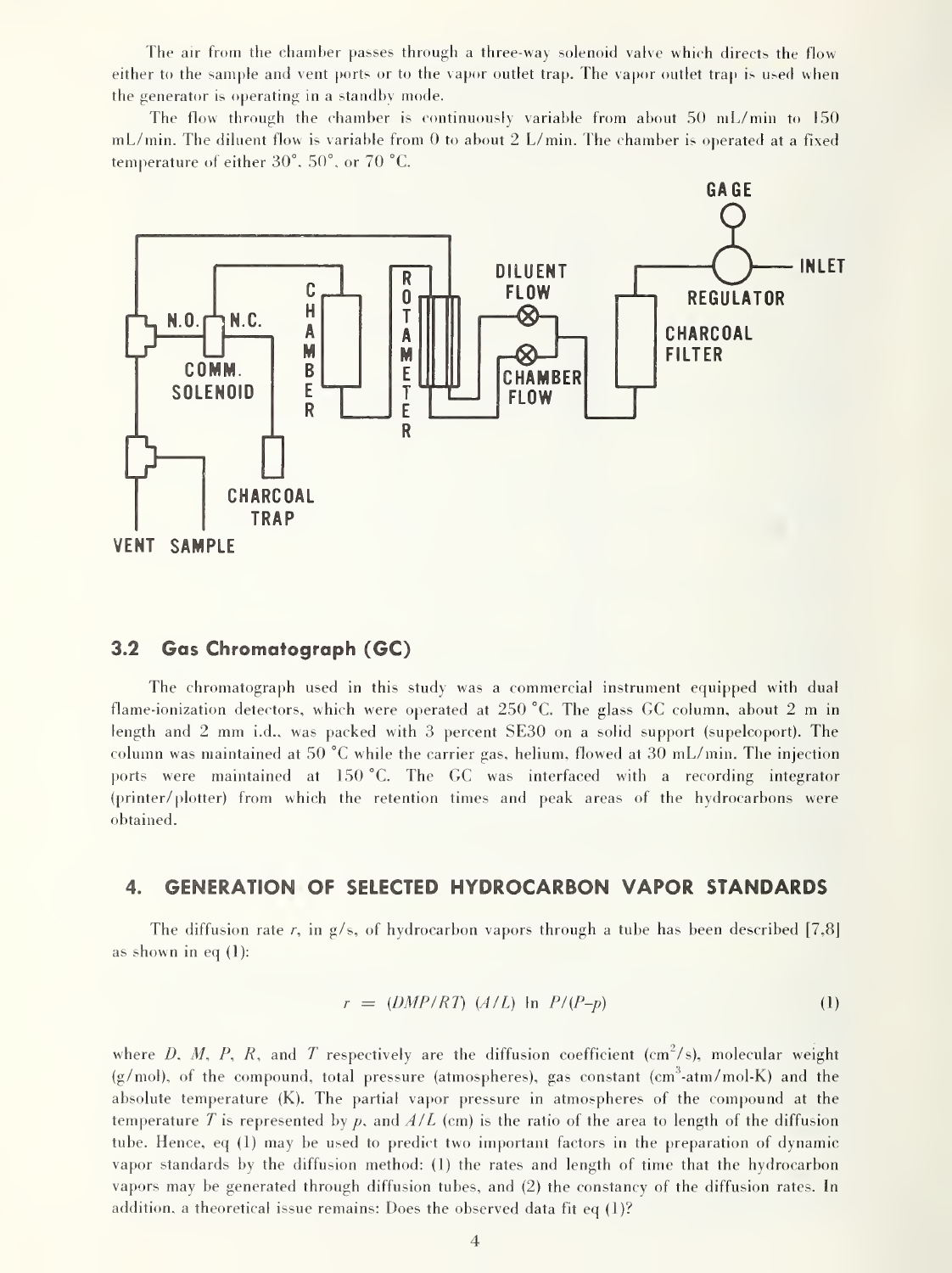The air from the chamber passes through a three-way solenoid valve which directs the flow either to the sample and vent ports or to the vapor outlet trap. The vapor outlet trap is used when the generator is operating in a standby mode.

The flow through the chamber is continuously variable from about 50 mL/min to 150 mL/min. The diluent flow is variable from 0 to about 2 L/min. The chamber is operated at a fixed temperature of either 30°, 50°, or 70 °C.

## 3.2 Gas Chromatograph (GC)

The chromatograph used in this study was a commercial instrument equipped with dual flame-ionization detectors, which were operated at 250 °C. The glass GC column, about 2 m in length and 2 mm i.d., was packed with 3 percent SE30 on a solid support (supelcoport). The column was maintained at 50 °C while the carrier gas, helium, flowed at 30 mL/min. The injection ports were maintained at 150 °C. The GC was interfaced with a recording integrator (printer/plotter) from which the retention times and peak areas of the hydrocarbons were obtained.

# 4. GENERATION OF SELECTED HYDROCARBON VAPOR STANDARDS

The diffusion rate $r$, in g/s, of hydrocarbon vapors through a tube has been described [7,8] as shown in eq (1):

$$r = (DMP/RT)\ (A/L)\ \ln P/(P-p) \tag{1}$$

where $D$, $M$, $P$, $R$, and $T$ respectively are the diffusion coefficient (cm$^2$/s), molecular weight (g/mol), of the compound, total pressure (atmospheres), gas constant (cm$^3$-atm/mol-K) and the absolute temperature (K). The partial vapor pressure in atmospheres of the compound at the temperature $T$ is represented by $p$, and $A/L$ (cm) is the ratio of the area to length of the diffusion tube. Hence, eq (1) may be used to predict two important factors in the preparation of dynamic vapor standards by the diffusion method: (1) the rates and length of time that the hydrocarbon vapors may be generated through diffusion tubes, and (2) the constancy of the diffusion rates. In addition, a theoretical issue remains: Does the observed data fit eq (1)?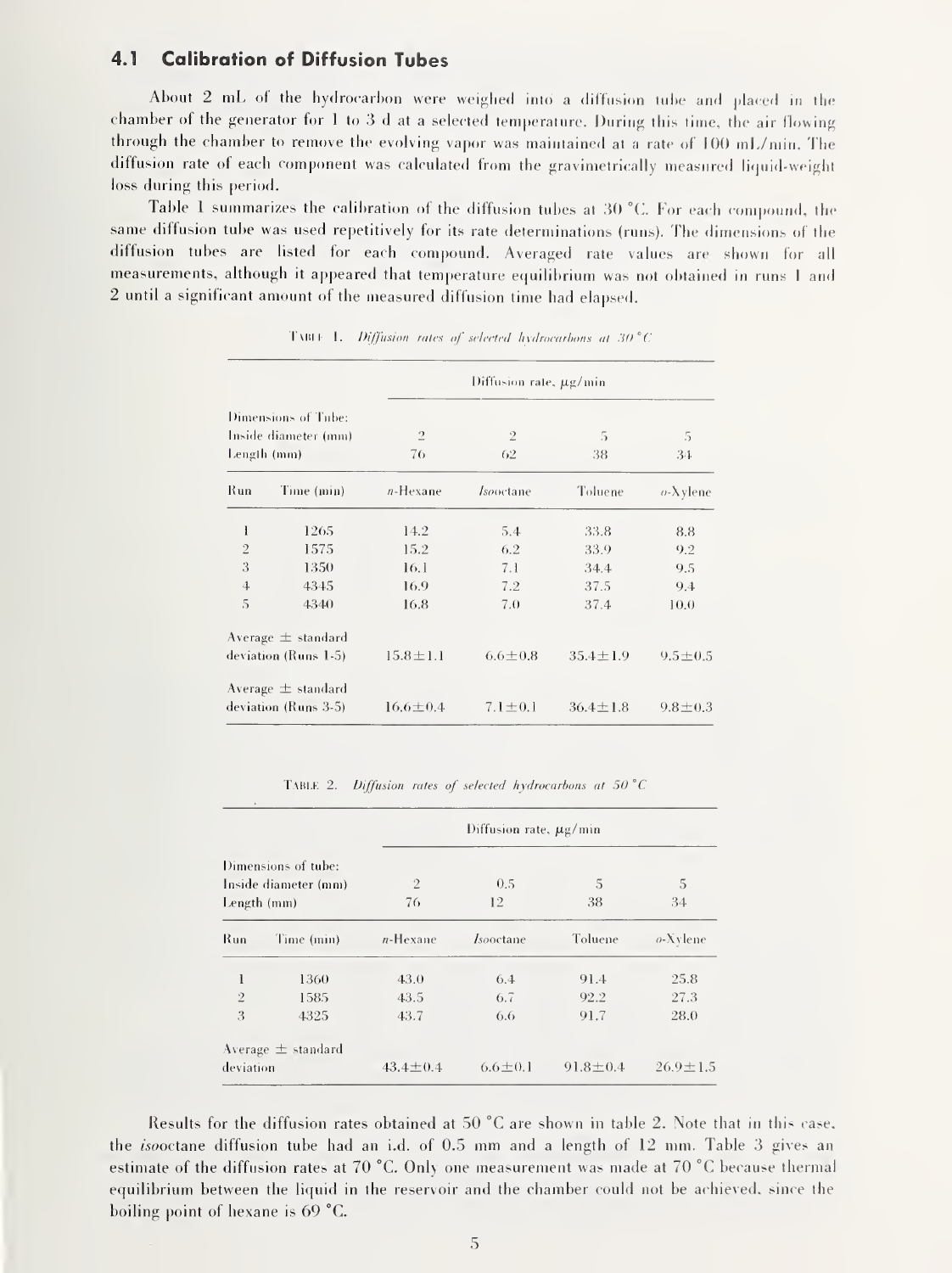## 4.1 Calibration of Diffusion Tubes

About 2 mL of the hydrocarbon were weighed into a diffusion tube and placed in the chamber of the generator for 1 to 3 d at a selected temperature. During this time, the air flowing through the chamber to remove the evolving vapor was maintained at a rate of 100 mL/min. The diffusion rate of each component was calculated from the gravimetrically measured liquid-weight loss during this period.

Table 1 summarizes the calibration of the diffusion tubes at 30 °C. For each compound, the same diffusion tube was used repetitively for its rate determinations (runs). The dimensions of the diffusion tubes are listed for each compound. Averaged rate values are shown for all measurements, although it appeared that temperature equilibrium was not obtained in runs 1 and 2 until a significant amount of the measured diffusion time had elapsed.

TABLE 1. *Diffusion rates of selected hydrocarbons at 30 °C*

| | | Diffusion rate, μg/min | | | |
|---|---|---|---|---|---|
| Dimensions of Tube: | | | | | |
| Inside diameter (mm) | | 2 | 2 | 5 | 5 |
| Length (mm) | | 76 | 62 | 38 | 34 |
| Run | Time (min) | *n*-Hexane | *Iso*octane | Toluene | *o*-Xylene |
| 1 | 1265 | 14.2 | 5.4 | 33.8 | 8.8 |
| 2 | 1575 | 15.2 | 6.2 | 33.9 | 9.2 |
| 3 | 1350 | 16.1 | 7.1 | 34.4 | 9.5 |
| 4 | 4345 | 16.9 | 7.2 | 37.5 | 9.4 |
| 5 | 4340 | 16.8 | 7.0 | 37.4 | 10.0 |
| Average ± standard deviation (Runs 1-5) | | 15.8±1.1 | 6.6±0.8 | 35.4±1.9 | 9.5±0.5 |
| Average ± standard deviation (Runs 3-5) | | 16.6±0.4 | 7.1±0.1 | 36.4±1.8 | 9.8±0.3 |

TABLE 2. *Diffusion rates of selected hydrocarbons at 50 °C*

| | | Diffusion rate, μg/min | | | |
|---|---|---|---|---|---|
| Dimensions of tube: | | | | | |
| Inside diameter (mm) | | 2 | 0.5 | 5 | 5 |
| Length (mm) | | 76 | 12 | 38 | 34 |
| Run | Time (min) | *n*-Hexane | *Iso*octane | Toluene | *o*-Xylene |
| 1 | 1360 | 43.0 | 6.4 | 91.4 | 25.8 |
| 2 | 1585 | 43.5 | 6.7 | 92.2 | 27.3 |
| 3 | 4325 | 43.7 | 6.6 | 91.7 | 28.0 |
| Average ± standard deviation | | 43.4±0.4 | 6.6±0.1 | 91.8±0.4 | 26.9±1.5 |

Results for the diffusion rates obtained at 50 °C are shown in table 2. Note that in this case, the *iso*octane diffusion tube had an i.d. of 0.5 mm and a length of 12 mm. Table 3 gives an estimate of the diffusion rates at 70 °C. Only one measurement was made at 70 °C because thermal equilibrium between the liquid in the reservoir and the chamber could not be achieved, since the boiling point of hexane is 69 °C.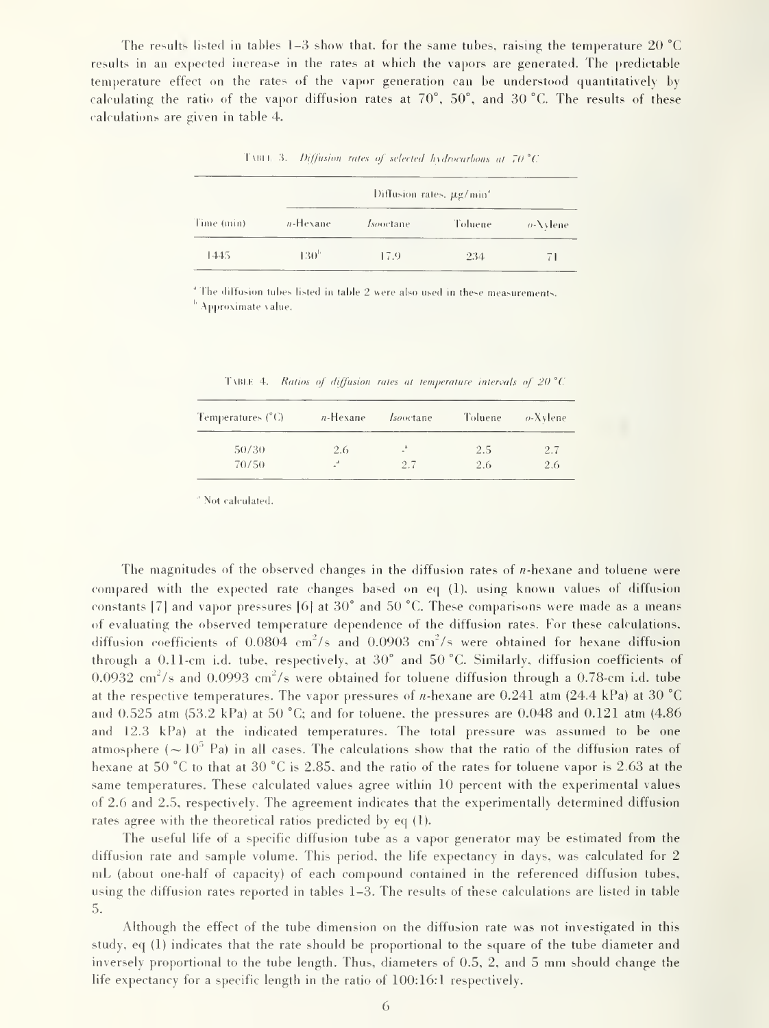The results listed in tables 1–3 show that, for the same tubes, raising the temperature 20 °C results in an expected increase in the rates at which the vapors are generated. The predictable temperature effect on the rates of the vapor generation can be understood quantitatively by calculating the ratio of the vapor diffusion rates at 70°, 50°, and 30 °C. The results of these calculations are given in table 4.

Table 3. *Diffusion rates of selected hydrocarbons at 70 °C*

| Time (min) | Diffusion rates, µg/min[a] | | | |
|---|---|---|---|---|
| | *n*-Hexane | *Iso*octane | Toluene | *o*-Xylene |
| 1445 | 130[b] | 17.9 | 234 | 71 |

[a] The diffusion tubes listed in table 2 were also used in these measurements.
[b] Approximate value.

Table 4. *Ratios of diffusion rates at temperature intervals of 20 °C*

| Temperatures (°C) | *n*-Hexane | *Iso*octane | Toluene | *o*-Xylene |
|---|---|---|---|---|
| 50/30 | 2.6 | -[a] | 2.5 | 2.7 |
| 70/50 | -[a] | 2.7 | 2.6 | 2.6 |

[a] Not calculated.

The magnitudes of the observed changes in the diffusion rates of *n*-hexane and toluene were compared with the expected rate changes based on eq (1), using known values of diffusion constants [7] and vapor pressures [6] at 30° and 50 °C. These comparisons were made as a means of evaluating the observed temperature dependence of the diffusion rates. For these calculations, diffusion coefficients of 0.0804 $cm^2/s$ and 0.0903 $cm^2/s$ were obtained for hexane diffusion through a 0.11-cm i.d. tube, respectively, at 30° and 50 °C. Similarly, diffusion coefficients of 0.0932 $cm^2/s$ and 0.0993 $cm^2/s$ were obtained for toluene diffusion through a 0.78-cm i.d. tube at the respective temperatures. The vapor pressures of *n*-hexane are 0.241 atm (24.4 kPa) at 30 °C and 0.525 atm (53.2 kPa) at 50 °C; and for toluene, the pressures are 0.048 and 0.121 atm (4.86 and 12.3 kPa) at the indicated temperatures. The total pressure was assumed to be one atmosphere ($\sim 10^5$ Pa) in all cases. The calculations show that the ratio of the diffusion rates of hexane at 50 °C to that at 30 °C is 2.85, and the ratio of the rates for toluene vapor is 2.63 at the same temperatures. These calculated values agree within 10 percent with the experimental values of 2.6 and 2.5, respectively. The agreement indicates that the experimentally determined diffusion rates agree with the theoretical ratios predicted by eq (1).

The useful life of a specific diffusion tube as a vapor generator may be estimated from the diffusion rate and sample volume. This period, the life expectancy in days, was calculated for 2 mL (about one-half of capacity) of each compound contained in the referenced diffusion tubes, using the diffusion rates reported in tables 1–3. The results of these calculations are listed in table 5.

Although the effect of the tube dimension on the diffusion rate was not investigated in this study, eq (1) indicates that the rate should be proportional to the square of the tube diameter and inversely proportional to the tube length. Thus, diameters of 0.5, 2, and 5 mm should change the life expectancy for a specific length in the ratio of 100:16:1 respectively.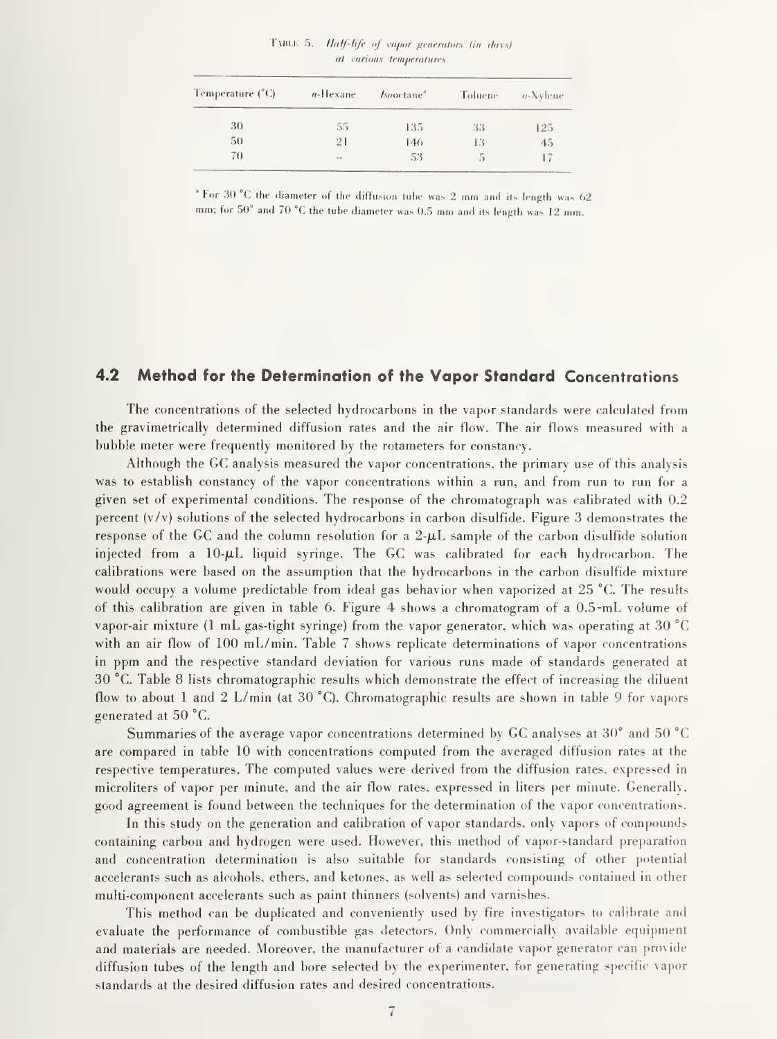TABLE 5. *Half-life of vapor generators (in days) at various temperatures*

| Temperature (°C) | *n*-Hexane | *Iso*octane[a] | Toluene | *o*-Xylene |
|---|---|---|---|---|
| 30 | 55 | 135 | 33 | 125 |
| 50 | 21 | 146 | 13 | 45 |
| 70 | -- | 53 | 5 | 17 |

[a] For 30 °C the diameter of the diffusion tube was 2 mm and its length was 62 mm; for 50° and 70 °C the tube diameter was 0.5 mm and its length was 12 mm.

## 4.2 Method for the Determination of the Vapor Standard Concentrations

The concentrations of the selected hydrocarbons in the vapor standards were calculated from the gravimetrically determined diffusion rates and the air flow. The air flows measured with a bubble meter were frequently monitored by the rotameters for constancy.

Although the GC analysis measured the vapor concentrations, the primary use of this analysis was to establish constancy of the vapor concentrations within a run, and from run to run for a given set of experimental conditions. The response of the chromatograph was calibrated with 0.2 percent (v/v) solutions of the selected hydrocarbons in carbon disulfide. Figure 3 demonstrates the response of the GC and the column resolution for a 2-μL sample of the carbon disulfide solution injected from a 10-μL liquid syringe. The GC was calibrated for each hydrocarbon. The calibrations were based on the assumption that the hydrocarbons in the carbon disulfide mixture would occupy a volume predictable from ideal gas behavior when vaporized at 25 °C. The results of this calibration are given in table 6. Figure 4 shows a chromatogram of a 0.5-mL volume of vapor-air mixture (1 mL gas-tight syringe) from the vapor generator, which was operating at 30 °C with an air flow of 100 mL/min. Table 7 shows replicate determinations of vapor concentrations in ppm and the respective standard deviation for various runs made of standards generated at 30 °C. Table 8 lists chromatographic results which demonstrate the effect of increasing the diluent flow to about 1 and 2 L/min (at 30 °C). Chromatographic results are shown in table 9 for vapors generated at 50 °C.

Summaries of the average vapor concentrations determined by GC analyses at 30° and 50 °C are compared in table 10 with concentrations computed from the averaged diffusion rates at the respective temperatures. The computed values were derived from the diffusion rates, expressed in microliters of vapor per minute, and the air flow rates, expressed in liters per minute. Generally, good agreement is found between the techniques for the determination of the vapor concentrations.

In this study on the generation and calibration of vapor standards, only vapors of compounds containing carbon and hydrogen were used. However, this method of vapor-standard preparation and concentration determination is also suitable for standards consisting of other potential accelerants such as alcohols, ethers, and ketones, as well as selected compounds contained in other multi-component accelerants such as paint thinners (solvents) and varnishes.

This method can be duplicated and conveniently used by fire investigators to calibrate and evaluate the performance of combustible gas detectors. Only commercially available equipment and materials are needed. Moreover, the manufacturer of a candidate vapor generator can provide diffusion tubes of the length and bore selected by the experimenter, for generating specific vapor standards at the desired diffusion rates and desired concentrations.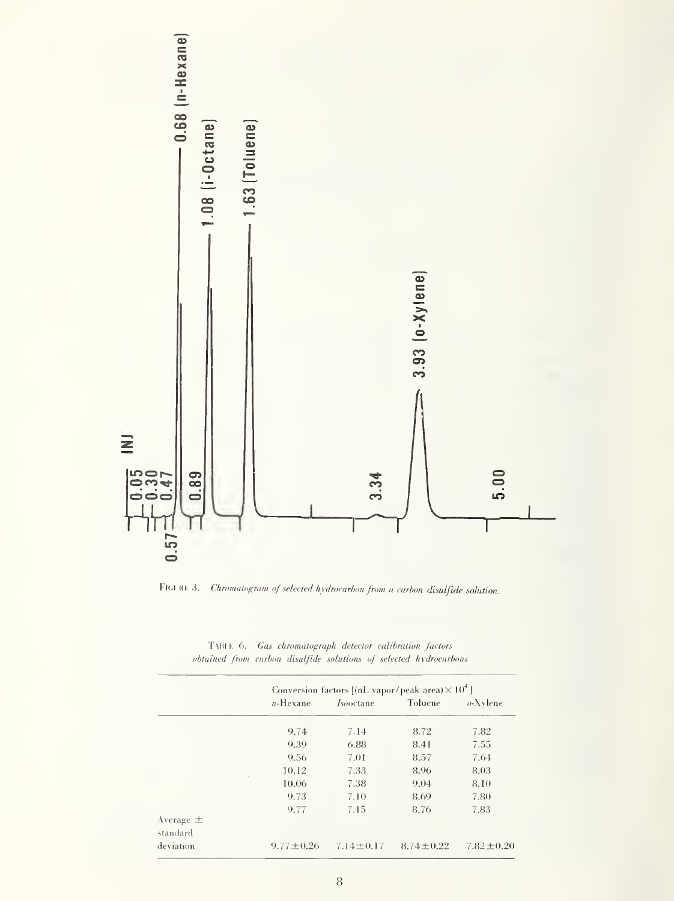FIGURE 3. *Chromatogram of selected hydrocarbon from a carbon disulfide solution.*

TABLE 6. *Gas chromatograph detector calibration factors obtained from carbon disulfide solutions of selected hydrocarbons*

| | Conversion factors [(nL vapor/peak area) $\times 10^4$] | | | |
|---|---|---|---|---|
| | *n*-Hexane | *Isooctane* | Toluene | *o*-Xylene |
| | 9.74 | 7.14 | 8.72 | 7.82 |
| | 9.39 | 6.88 | 8.41 | 7.55 |
| | 9.56 | 7.01 | 8.57 | 7.64 |
| | 10.12 | 7.33 | 8.96 | 8.03 |
| | 10.06 | 7.38 | 9.04 | 8.10 |
| | 9.73 | 7.10 | 8.69 | 7.80 |
| | 9.77 | 7.15 | 8.76 | 7.83 |
| Average ± standard deviation | 9.77±0.26 | 7.14±0.17 | 8.74±0.22 | 7.82±0.20 |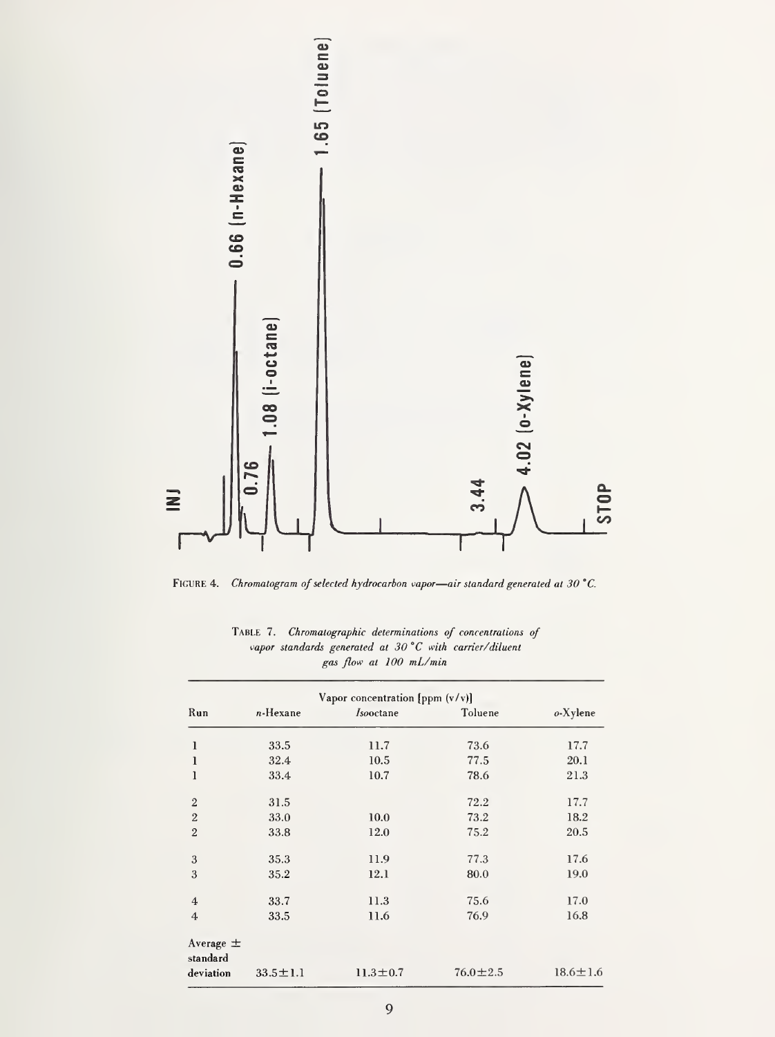FIGURE 4. *Chromatogram of selected hydrocarbon vapor—air standard generated at 30 °C.*

TABLE 7. *Chromatographic determinations of concentrations of vapor standards generated at 30 °C with carrier/diluent gas flow at 100 mL/min*

| Run | Vapor concentration [ppm (v/v)] | | | |
|---|---|---|---|---|
| | *n*-Hexane | *Iso*octane | Toluene | *o*-Xylene |
| 1 | 33.5 | 11.7 | 73.6 | 17.7 |
| 1 | 32.4 | 10.5 | 77.5 | 20.1 |
| 1 | 33.4 | 10.7 | 78.6 | 21.3 |
| 2 | 31.5 | | 72.2 | 17.7 |
| 2 | 33.0 | 10.0 | 73.2 | 18.2 |
| 2 | 33.8 | 12.0 | 75.2 | 20.5 |
| 3 | 35.3 | 11.9 | 77.3 | 17.6 |
| 3 | 35.2 | 12.1 | 80.0 | 19.0 |
| 4 | 33.7 | 11.3 | 75.6 | 17.0 |
| 4 | 33.5 | 11.6 | 76.9 | 16.8 |
| Average ± standard deviation | 33.5±1.1 | 11.3±0.7 | 76.0±2.5 | 18.6±1.6 |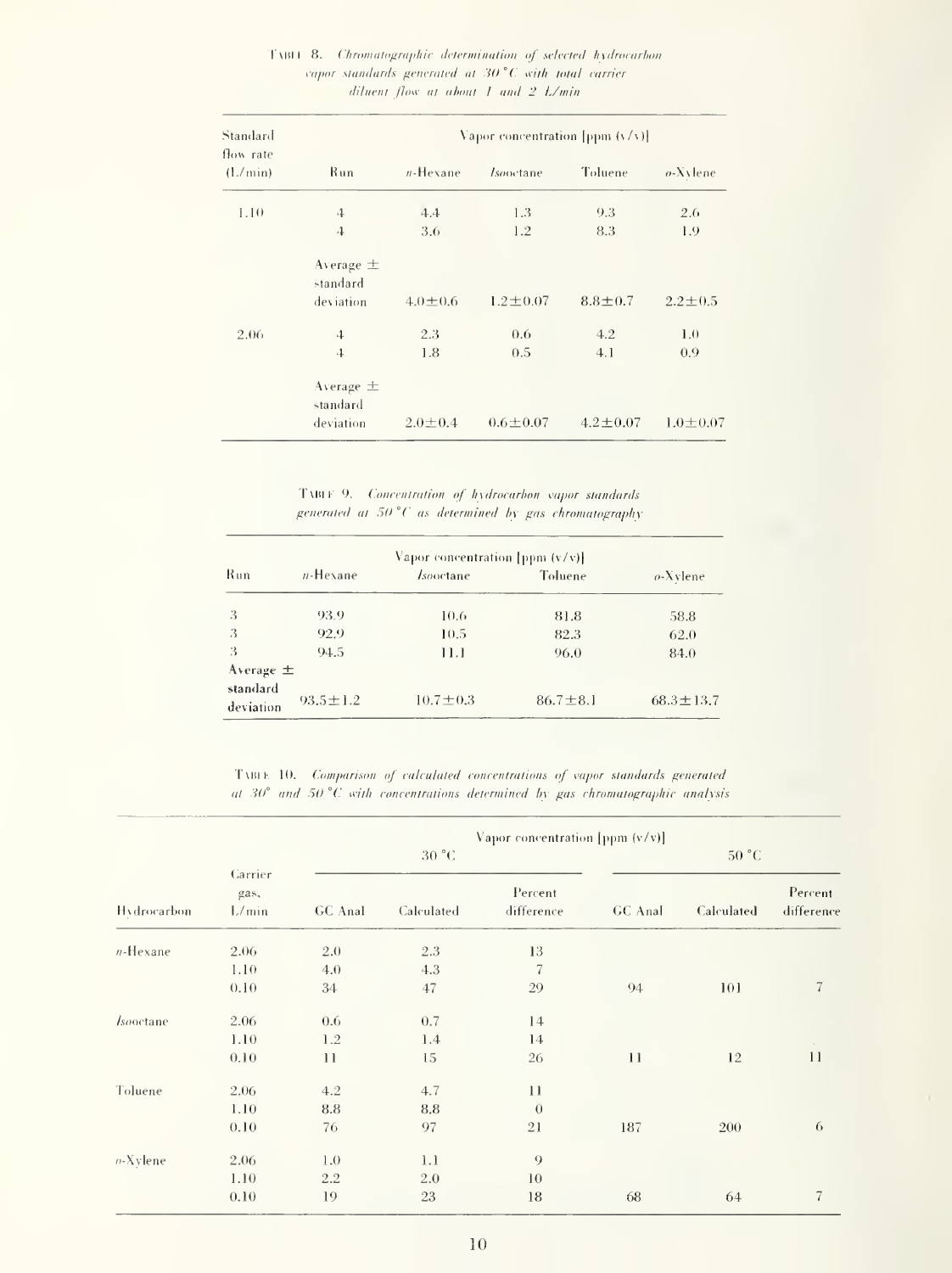TABLE 8. *Chromatographic determination of selected hydrocarbon vapor standards generated at 30 °C with total carrier diluent flow at about 1 and 2 L/min*

| Standard flow rate (L/min) | Run | *n*-Hexane | *Iso*octane | Toluene | *o*-Xylene |
|---|---|---|---|---|---|
| | | Vapor concentration [ppm (v/v)] | | | |
| 1.10 | 4 | 4.4 | 1.3 | 9.3 | 2.6 |
| | 4 | 3.6 | 1.2 | 8.3 | 1.9 |
| | Average ± standard deviation | 4.0±0.6 | 1.2±0.07 | 8.8±0.7 | 2.2±0.5 |
| 2.06 | 4 | 2.3 | 0.6 | 4.2 | 1.0 |
| | 4 | 1.8 | 0.5 | 4.1 | 0.9 |
| | Average ± standard deviation | 2.0±0.4 | 0.6±0.07 | 4.2±0.07 | 1.0±0.07 |

TABLE 9. *Concentration of hydrocarbon vapor standards generated at 50 °C as determined by gas chromatography*

| Run | *n*-Hexane | *Iso*octane | Toluene | *o*-Xylene |
|---|---|---|---|---|
| | Vapor concentration [ppm (v/v)] | | | |
| 3 | 93.9 | 10.6 | 81.8 | 58.8 |
| 3 | 92.9 | 10.5 | 82.3 | 62.0 |
| 3 | 94.5 | 11.1 | 96.0 | 84.0 |
| Average ± standard deviation | 93.5±1.2 | 10.7±0.3 | 86.7±8.1 | 68.3±13.7 |

TABLE 10. *Comparison of calculated concentrations of vapor standards generated at 30° and 50 °C with concentrations determined by gas chromatographic analysis*

| Hydrocarbon | Carrier gas, L/min | Vapor concentration [ppm (v/v)] 30 °C | | | 50 °C | | |
|---|---|---|---|---|---|---|---|
| | | GC Anal | Calculated | Percent difference | GC Anal | Calculated | Percent difference |
| *n*-Hexane | 2.06 | 2.0 | 2.3 | 13 | | | |
| | 1.10 | 4.0 | 4.3 | 7 | | | |
| | 0.10 | 34 | 47 | 29 | 94 | 101 | 7 |
| *Iso*octane | 2.06 | 0.6 | 0.7 | 14 | | | |
| | 1.10 | 1.2 | 1.4 | 14 | | | |
| | 0.10 | 11 | 15 | 26 | 11 | 12 | 11 |
| Toluene | 2.06 | 4.2 | 4.7 | 11 | | | |
| | 1.10 | 8.8 | 8.8 | 0 | | | |
| | 0.10 | 76 | 97 | 21 | 187 | 200 | 6 |
| *o*-Xylene | 2.06 | 1.0 | 1.1 | 9 | | | |
| | 1.10 | 2.2 | 2.0 | 10 | | | |
| | 0.10 | 19 | 23 | 18 | 68 | 64 | 7 |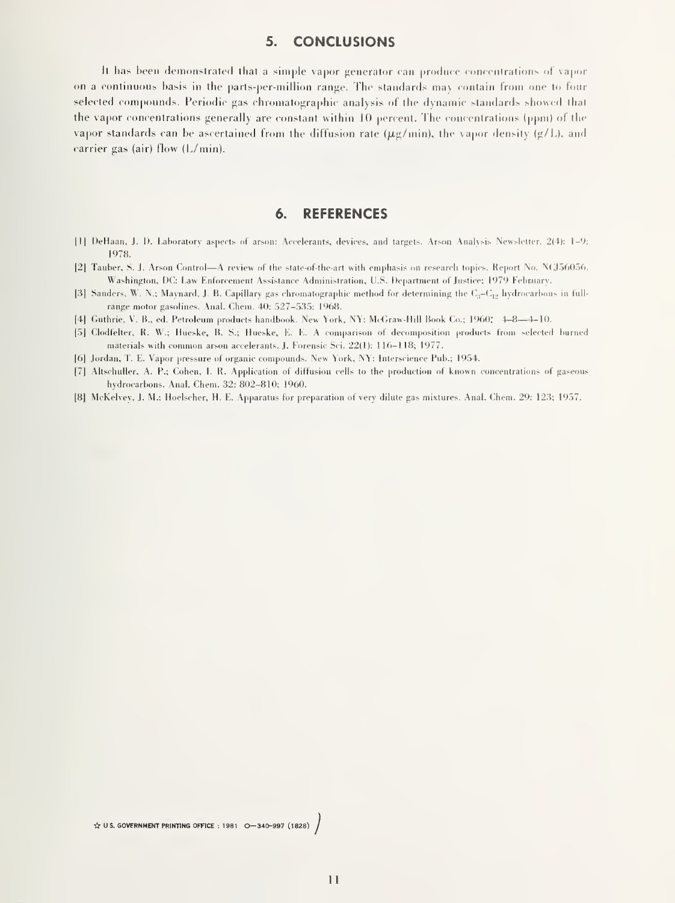## 5. CONCLUSIONS

It has been demonstrated that a simple vapor generator can produce concentrations of vapor on a continuous basis in the parts-per-million range. The standards may contain from one to four selected compounds. Periodic gas chromatographic analysis of the dynamic standards showed that the vapor concentrations generally are constant within 10 percent. The concentrations (ppm) of the vapor standards can be ascertained from the diffusion rate ($\mu$g/min), the vapor density (g/L), and carrier gas (air) flow (L/min).

## 6. REFERENCES

[1] DeHaan, J. D. Laboratory aspects of arson: Accelerants, devices, and targets. Arson Analysis Newsletter. 2(4): 1–9; 1978.

[2] Tauber, S. J. Arson Control—A review of the state-of-the-art with emphasis on research topics. Report No. NCJ56056. Washington, DC: Law Enforcement Assistance Administration, U.S. Department of Justice; 1979 February.

[3] Sanders, W. N.; Maynard, J. B. Capillary gas chromatographic method for determining the $C_3$–$C_{12}$ hydrocarbons in full-range motor gasolines. Anal. Chem. 40: 527–535; 1968.

[4] Guthrie, V. B., ed. Petroleum products handbook. New York, NY: McGraw-Hill Book Co.; 1960: 4–8—4–10.

[5] Clodfelter, R. W.; Hueske, B. S.; Hueske, E. E. A comparison of decomposition products from selected burned materials with common arson accelerants. J. Forensic Sci. 22(1): 116–118; 1977.

[6] Jordan, T. E. Vapor pressure of organic compounds. New York, NY: Interscience Pub.; 1954.

[7] Altschuller, A. P.; Cohen, I. R. Application of diffusion cells to the production of known concentrations of gaseous hydrocarbons. Anal. Chem. 32: 802–810; 1960.

[8] McKelvey, J. M.; Hoelscher, H. E. Apparatus for preparation of very dilute gas mixtures. Anal. Chem. 29: 123; 1957.

☆ U.S. GOVERNMENT PRINTING OFFICE : 1981 O—340-997 (1828)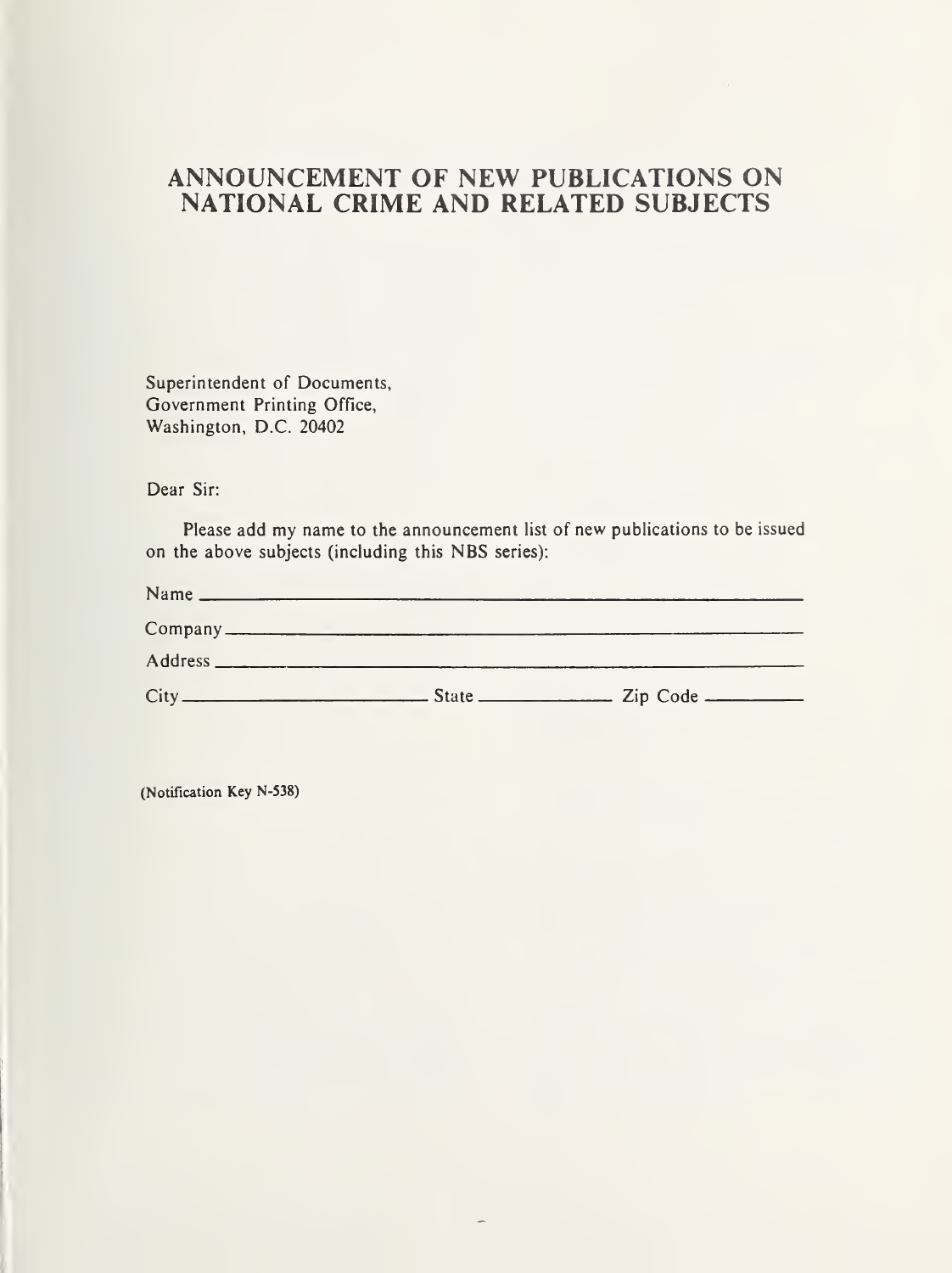# ANNOUNCEMENT OF NEW PUBLICATIONS ON NATIONAL CRIME AND RELATED SUBJECTS

Superintendent of Documents,
Government Printing Office,
Washington, D.C. 20402

Dear Sir:

Please add my name to the announcement list of new publications to be issued on the above subjects (including this NBS series):

Name ____________________________________________

Company ____________________________________________

Address ____________________________________________

City ______________________ State ______________ Zip Code __________

(Notification Key N-538)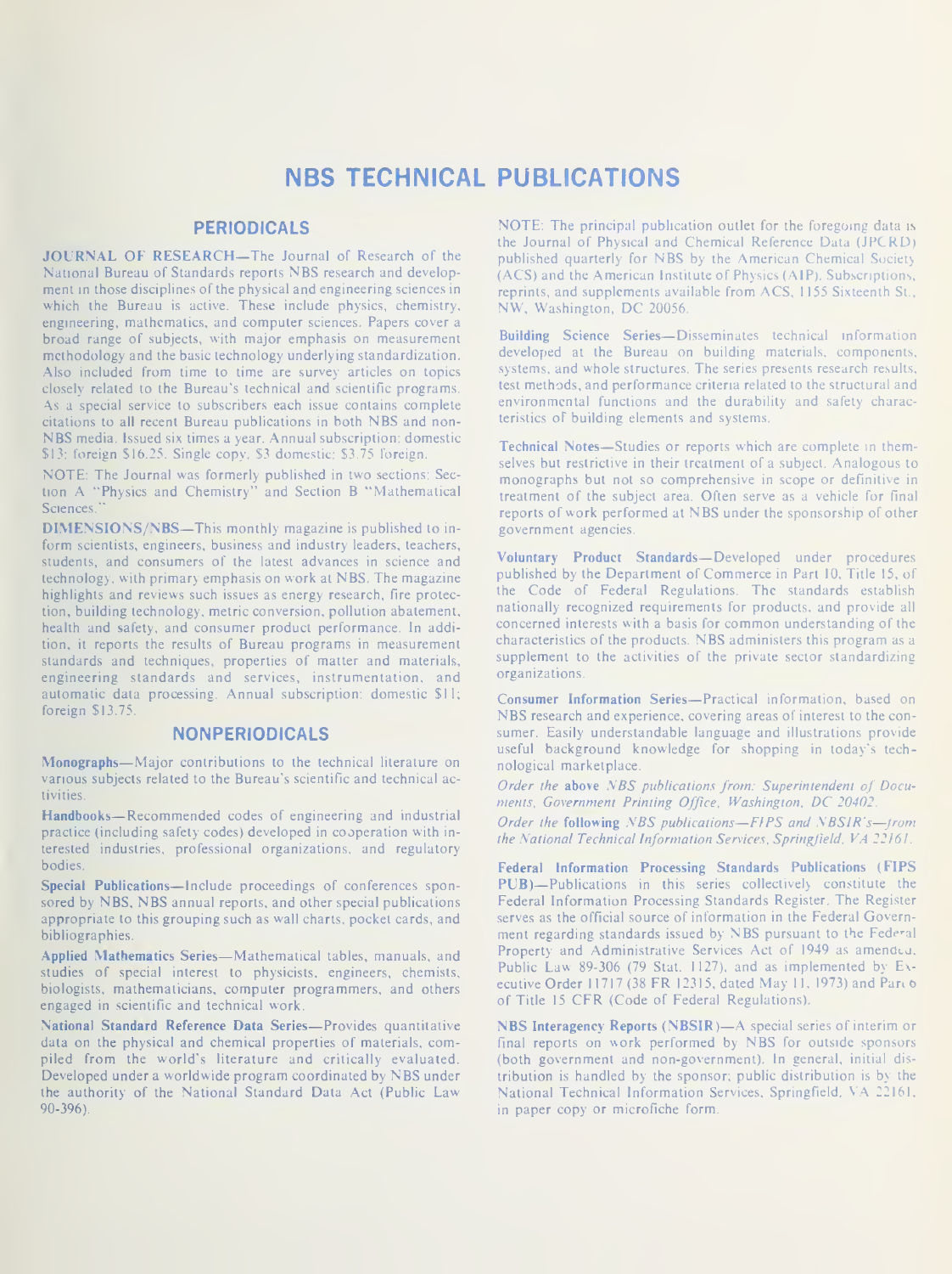# NBS TECHNICAL PUBLICATIONS

## PERIODICALS

**JOURNAL OF RESEARCH**—The Journal of Research of the National Bureau of Standards reports NBS research and development in those disciplines of the physical and engineering sciences in which the Bureau is active. These include physics, chemistry, engineering, mathematics, and computer sciences. Papers cover a broad range of subjects, with major emphasis on measurement methodology and the basic technology underlying standardization. Also included from time to time are survey articles on topics closely related to the Bureau's technical and scientific programs. As a special service to subscribers each issue contains complete citations to all recent Bureau publications in both NBS and non-NBS media. Issued six times a year. Annual subscription: domestic $13; foreign $16.25. Single copy, $3 domestic; $3.75 foreign.

NOTE: The Journal was formerly published in two sections: Section A "Physics and Chemistry" and Section B "Mathematical Sciences."

**DIMENSIONS/NBS**—This monthly magazine is published to inform scientists, engineers, business and industry leaders, teachers, students, and consumers of the latest advances in science and technology, with primary emphasis on work at NBS. The magazine highlights and reviews such issues as energy research, fire protection, building technology, metric conversion, pollution abatement, health and safety, and consumer product performance. In addition, it reports the results of Bureau programs in measurement standards and techniques, properties of matter and materials, engineering standards and services, instrumentation, and automatic data processing. Annual subscription: domestic $11; foreign $13.75.

## NONPERIODICALS

**Monographs**—Major contributions to the technical literature on various subjects related to the Bureau's scientific and technical activities.

**Handbooks**—Recommended codes of engineering and industrial practice (including safety codes) developed in cooperation with interested industries, professional organizations, and regulatory bodies.

**Special Publications**—Include proceedings of conferences sponsored by NBS, NBS annual reports, and other special publications appropriate to this grouping such as wall charts, pocket cards, and bibliographies.

**Applied Mathematics Series**—Mathematical tables, manuals, and studies of special interest to physicists, engineers, chemists, biologists, mathematicians, computer programmers, and others engaged in scientific and technical work.

**National Standard Reference Data Series**—Provides quantitative data on the physical and chemical properties of materials, compiled from the world's literature and critically evaluated. Developed under a worldwide program coordinated by NBS under the authority of the National Standard Data Act (Public Law 90-396).

NOTE: The principal publication outlet for the foregoing data is the Journal of Physical and Chemical Reference Data (JPCRD) published quarterly for NBS by the American Chemical Society (ACS) and the American Institute of Physics (AIP). Subscriptions, reprints, and supplements available from ACS, 1155 Sixteenth St., NW, Washington, DC 20056.

**Building Science Series**—Disseminates technical information developed at the Bureau on building materials, components, systems, and whole structures. The series presents research results, test methods, and performance criteria related to the structural and environmental functions and the durability and safety characteristics of building elements and systems.

**Technical Notes**—Studies or reports which are complete in themselves but restrictive in their treatment of a subject. Analogous to monographs but not so comprehensive in scope or definitive in treatment of the subject area. Often serve as a vehicle for final reports of work performed at NBS under the sponsorship of other government agencies.

**Voluntary Product Standards**—Developed under procedures published by the Department of Commerce in Part 10, Title 15, of the Code of Federal Regulations. The standards establish nationally recognized requirements for products, and provide all concerned interests with a basis for common understanding of the characteristics of the products. NBS administers this program as a supplement to the activities of the private sector standardizing organizations.

**Consumer Information Series**—Practical information, based on NBS research and experience, covering areas of interest to the consumer. Easily understandable language and illustrations provide useful background knowledge for shopping in today's technological marketplace.

*Order the* **above** *NBS publications from: Superintendent of Documents, Government Printing Office, Washington, DC 20402.*

*Order the* **following** *NBS publications—FIPS and NBSIR's—from the National Technical Information Services, Springfield, VA 22161.*

**Federal Information Processing Standards Publications (FIPS PUB)**—Publications in this series collectively constitute the Federal Information Processing Standards Register. The Register serves as the official source of information in the Federal Government regarding standards issued by NBS pursuant to the Federal Property and Administrative Services Act of 1949 as amended, Public Law 89-306 (79 Stat. 1127), and as implemented by Executive Order 11717 (38 FR 12315, dated May 11, 1973) and Part 6 of Title 15 CFR (Code of Federal Regulations).

**NBS Interagency Reports (NBSIR)**—A special series of interim or final reports on work performed by NBS for outside sponsors (both government and non-government). In general, initial distribution is handled by the sponsor; public distribution is by the National Technical Information Services, Springfield, VA 22161, in paper copy or microfiche form.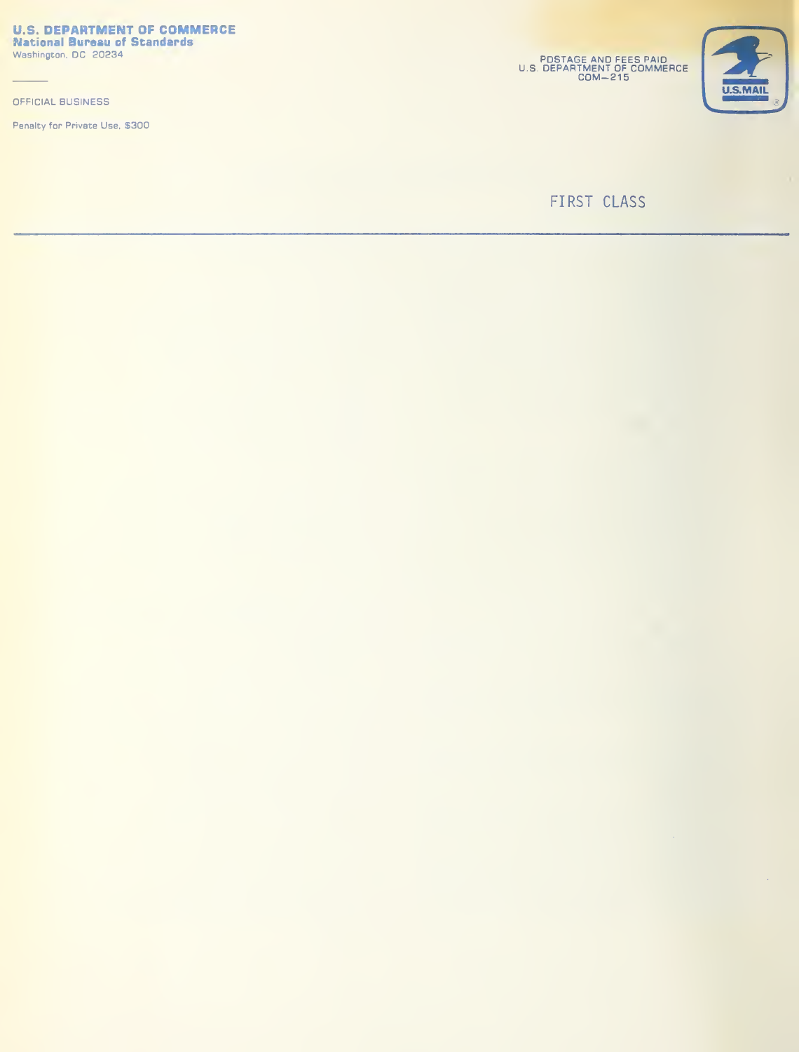**U.S. DEPARTMENT OF COMMERCE**
**National Bureau of Standards**
Washington, DC 20234

OFFICIAL BUSINESS

Penalty for Private Use, $300

POSTAGE AND FEES PAID
U.S. DEPARTMENT OF COMMERCE
COM—215

U.S.MAIL

FIRST CLASS